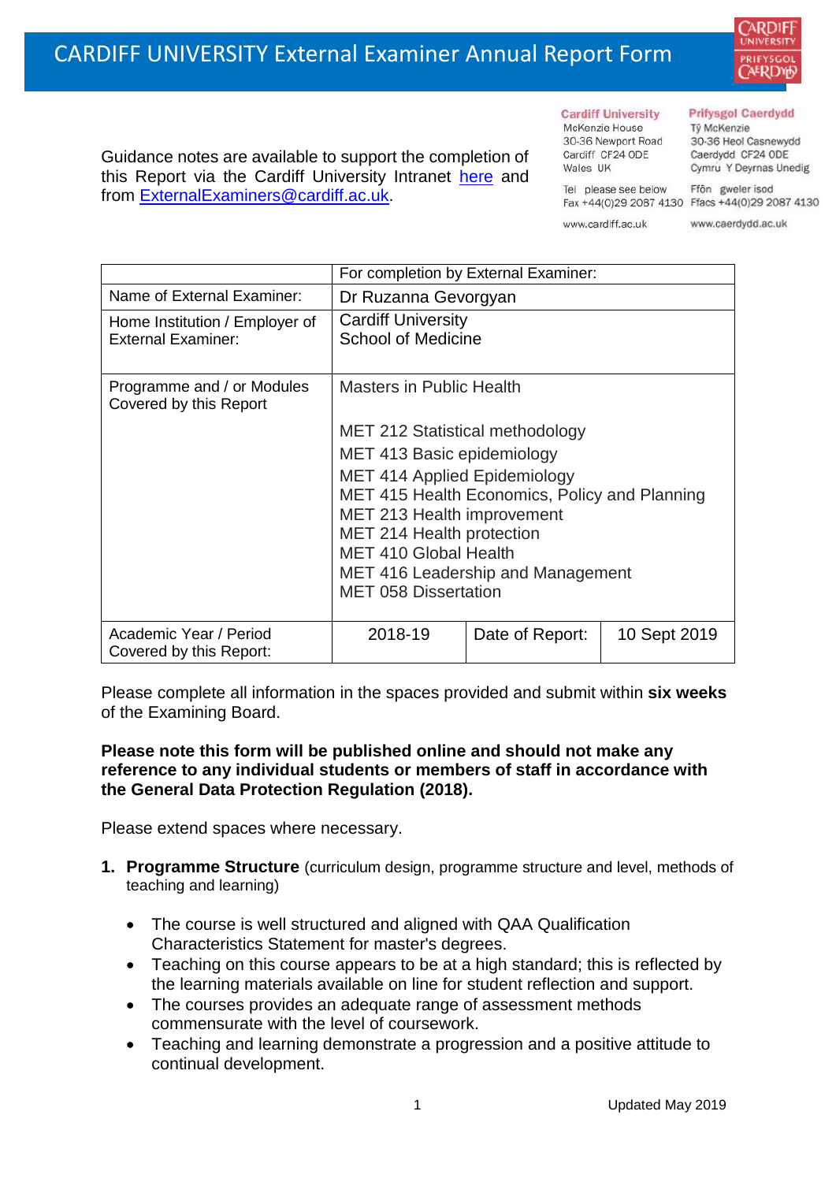# CARDIFF UNIVERSITY External Examiner Annual Report Form

Guidance notes are available to support the completion of this Report via the Cardiff University Intranet here and from ExternalExaminers@cardiff.ac.uk.

**Cardiff University**
McKenzie House
30-36 Newport Road
Cardiff CF24 0DE
Wales UK

Tel please see below
Fax +44(0)29 2087 4130

www.cardiff.ac.uk

**Prifysgol Caerdydd**
Tŷ McKenzie
30-36 Heol Casnewydd
Caerdydd CF24 0DE
Cymru Y Deyrnas Unedig

Ffôn gweler isod
Ffacs +44(0)29 2087 4130

www.caerdydd.ac.uk

| | For completion by External Examiner: | | |
|---|---|---|---|
| Name of External Examiner: | Dr Ruzanna Gevorgyan | | |
| Home Institution / Employer of External Examiner: | Cardiff University<br>School of Medicine | | |
| Programme and / or Modules Covered by this Report | Masters in Public Health<br><br>MET 212 Statistical methodology<br>MET 413 Basic epidemiology<br>MET 414 Applied Epidemiology<br>MET 415 Health Economics, Policy and Planning<br>MET 213 Health improvement<br>MET 214 Health protection<br>MET 410 Global Health<br>MET 416 Leadership and Management<br>MET 058 Dissertation | | |
| Academic Year / Period Covered by this Report: | 2018-19 | Date of Report: | 10 Sept 2019 |

Please complete all information in the spaces provided and submit within **six weeks** of the Examining Board.

**Please note this form will be published online and should not make any reference to any individual students or members of staff in accordance with the General Data Protection Regulation (2018).**

Please extend spaces where necessary.

1. **Programme Structure** (curriculum design, programme structure and level, methods of teaching and learning)

    - The course is well structured and aligned with QAA Qualification Characteristics Statement for master's degrees.
    - Teaching on this course appears to be at a high standard; this is reflected by the learning materials available on line for student reflection and support.
    - The courses provides an adequate range of assessment methods commensurate with the level of coursework.
    - Teaching and learning demonstrate a progression and a positive attitude to continual development.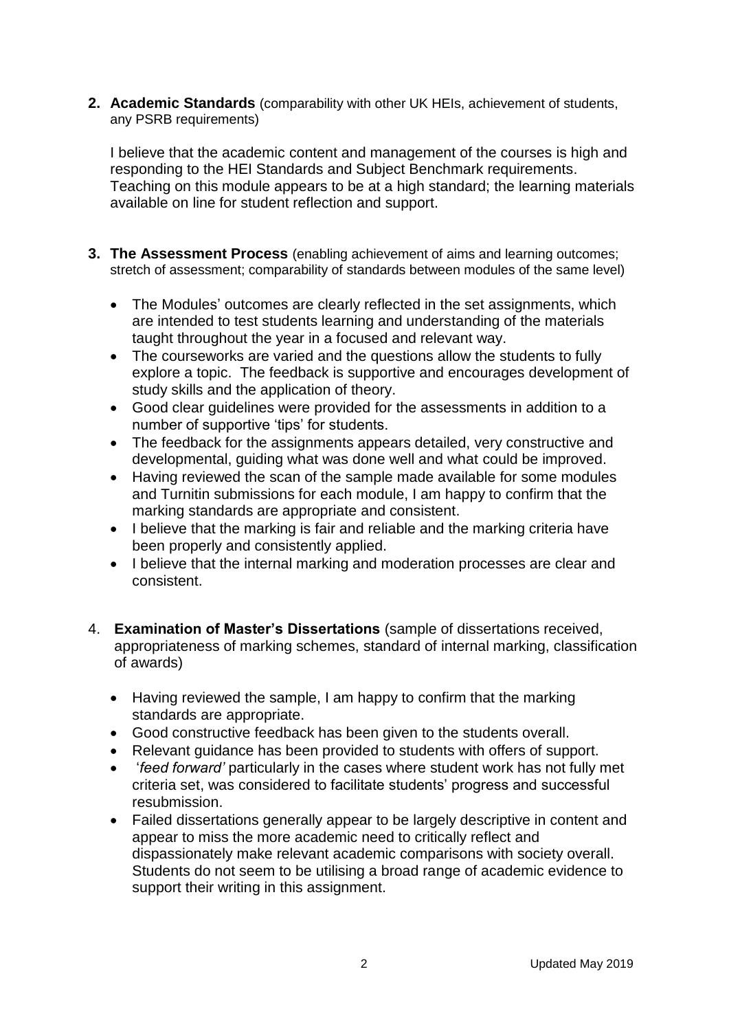**2. Academic Standards** (comparability with other UK HEIs, achievement of students, any PSRB requirements)

I believe that the academic content and management of the courses is high and responding to the HEI Standards and Subject Benchmark requirements. Teaching on this module appears to be at a high standard; the learning materials available on line for student reflection and support.

**3. The Assessment Process** (enabling achievement of aims and learning outcomes; stretch of assessment; comparability of standards between modules of the same level)

- The Modules' outcomes are clearly reflected in the set assignments, which are intended to test students learning and understanding of the materials taught throughout the year in a focused and relevant way.
- The courseworks are varied and the questions allow the students to fully explore a topic. The feedback is supportive and encourages development of study skills and the application of theory.
- Good clear guidelines were provided for the assessments in addition to a number of supportive 'tips' for students.
- The feedback for the assignments appears detailed, very constructive and developmental, guiding what was done well and what could be improved.
- Having reviewed the scan of the sample made available for some modules and Turnitin submissions for each module, I am happy to confirm that the marking standards are appropriate and consistent.
- I believe that the marking is fair and reliable and the marking criteria have been properly and consistently applied.
- I believe that the internal marking and moderation processes are clear and consistent.

4. **Examination of Master's Dissertations** (sample of dissertations received, appropriateness of marking schemes, standard of internal marking, classification of awards)

- Having reviewed the sample, I am happy to confirm that the marking standards are appropriate.
- Good constructive feedback has been given to the students overall.
- Relevant guidance has been provided to students with offers of support.
- '*feed forward'* particularly in the cases where student work has not fully met criteria set, was considered to facilitate students' progress and successful resubmission.
- Failed dissertations generally appear to be largely descriptive in content and appear to miss the more academic need to critically reflect and dispassionately make relevant academic comparisons with society overall. Students do not seem to be utilising a broad range of academic evidence to support their writing in this assignment.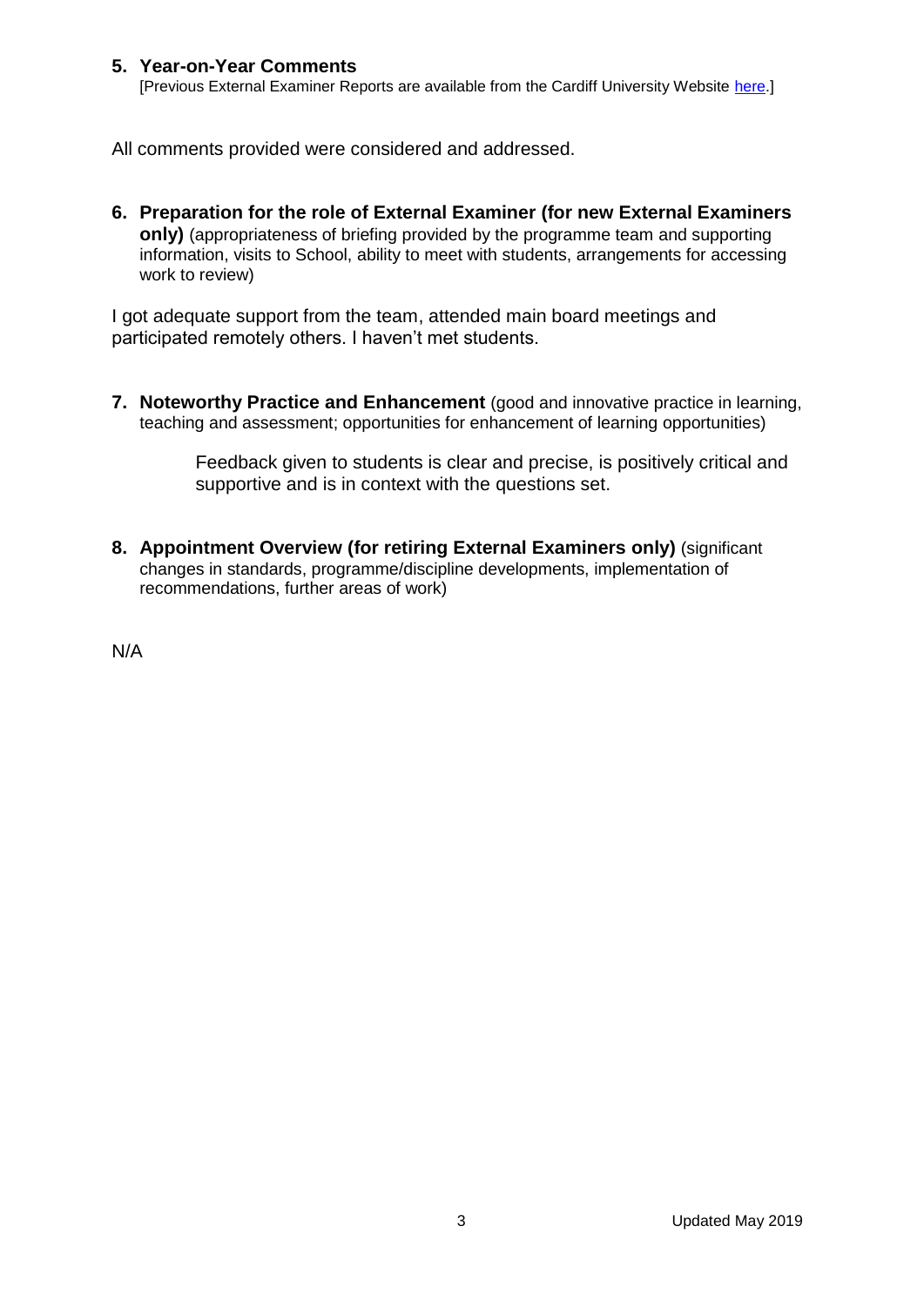**5. Year-on-Year Comments**
[Previous External Examiner Reports are available from the Cardiff University Website here.]

All comments provided were considered and addressed.

**6. Preparation for the role of External Examiner (for new External Examiners only)** (appropriateness of briefing provided by the programme team and supporting information, visits to School, ability to meet with students, arrangements for accessing work to review)

I got adequate support from the team, attended main board meetings and participated remotely others. I haven't met students.

**7. Noteworthy Practice and Enhancement** (good and innovative practice in learning, teaching and assessment; opportunities for enhancement of learning opportunities)

Feedback given to students is clear and precise, is positively critical and supportive and is in context with the questions set.

**8. Appointment Overview (for retiring External Examiners only)** (significant changes in standards, programme/discipline developments, implementation of recommendations, further areas of work)

N/A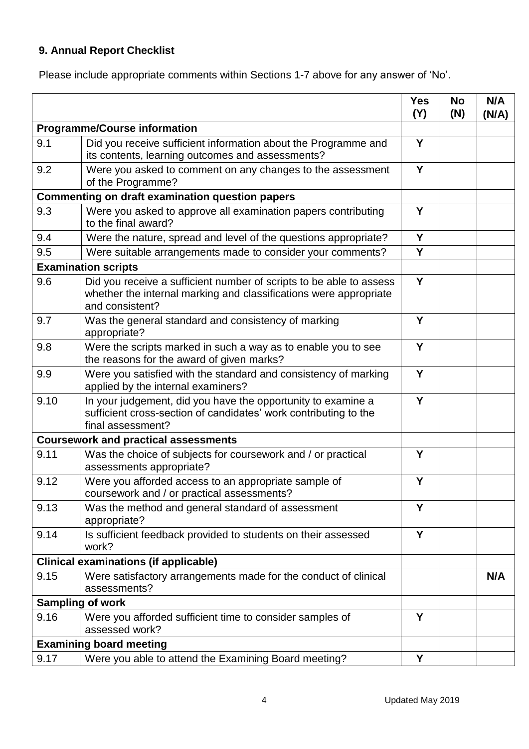## 9. Annual Report Checklist

Please include appropriate comments within Sections 1-7 above for any answer of 'No'.

| | | Yes (Y) | No (N) | N/A (N/A) |
|---|---|---|---|---|
| **Programme/Course information** | | | | |
| 9.1 | Did you receive sufficient information about the Programme and its contents, learning outcomes and assessments? | Y | | |
| 9.2 | Were you asked to comment on any changes to the assessment of the Programme? | Y | | |
| **Commenting on draft examination question papers** | | | | |
| 9.3 | Were you asked to approve all examination papers contributing to the final award? | Y | | |
| 9.4 | Were the nature, spread and level of the questions appropriate? | Y | | |
| 9.5 | Were suitable arrangements made to consider your comments? | Y | | |
| **Examination scripts** | | | | |
| 9.6 | Did you receive a sufficient number of scripts to be able to assess whether the internal marking and classifications were appropriate and consistent? | Y | | |
| 9.7 | Was the general standard and consistency of marking appropriate? | Y | | |
| 9.8 | Were the scripts marked in such a way as to enable you to see the reasons for the award of given marks? | Y | | |
| 9.9 | Were you satisfied with the standard and consistency of marking applied by the internal examiners? | Y | | |
| 9.10 | In your judgement, did you have the opportunity to examine a sufficient cross-section of candidates' work contributing to the final assessment? | Y | | |
| **Coursework and practical assessments** | | | | |
| 9.11 | Was the choice of subjects for coursework and / or practical assessments appropriate? | Y | | |
| 9.12 | Were you afforded access to an appropriate sample of coursework and / or practical assessments? | Y | | |
| 9.13 | Was the method and general standard of assessment appropriate? | Y | | |
| 9.14 | Is sufficient feedback provided to students on their assessed work? | Y | | |
| **Clinical examinations (if applicable)** | | | | |
| 9.15 | Were satisfactory arrangements made for the conduct of clinical assessments? | | | N/A |
| **Sampling of work** | | | | |
| 9.16 | Were you afforded sufficient time to consider samples of assessed work? | Y | | |
| **Examining board meeting** | | | | |
| 9.17 | Were you able to attend the Examining Board meeting? | Y | | |

Updated May 2019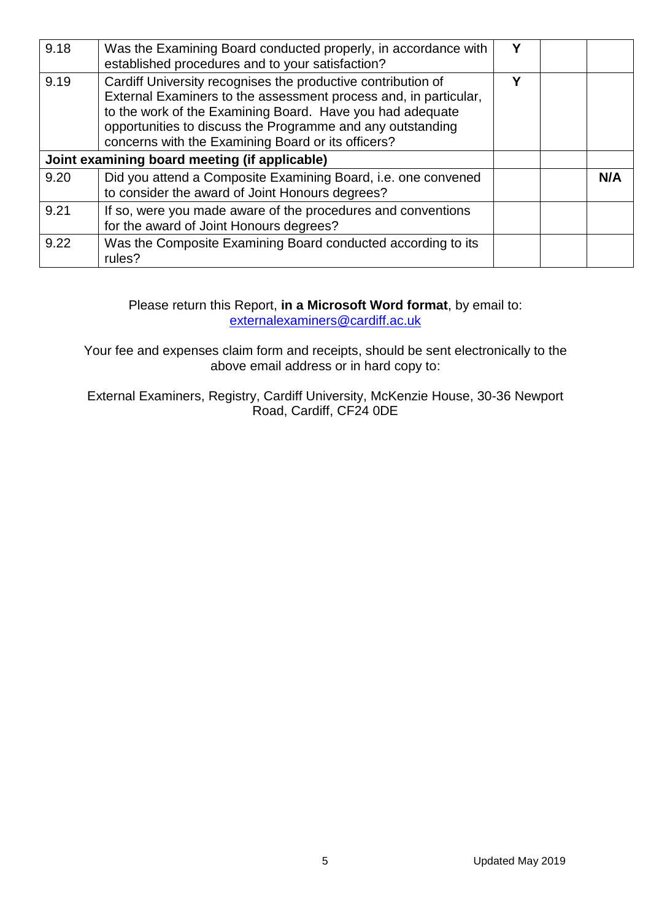| | | | | |
|---|---|---|---|---|
| 9.18 | Was the Examining Board conducted properly, in accordance with established procedures and to your satisfaction? | Y | | |
| 9.19 | Cardiff University recognises the productive contribution of External Examiners to the assessment process and, in particular, to the work of the Examining Board. Have you had adequate opportunities to discuss the Programme and any outstanding concerns with the Examining Board or its officers? | Y | | |
| **Joint examining board meeting (if applicable)** | | | | |
| 9.20 | Did you attend a Composite Examining Board, i.e. one convened to consider the award of Joint Honours degrees? | | | **N/A** |
| 9.21 | If so, were you made aware of the procedures and conventions for the award of Joint Honours degrees? | | | |
| 9.22 | Was the Composite Examining Board conducted according to its rules? | | | |

Please return this Report, **in a Microsoft Word format**, by email to: externalexaminers@cardiff.ac.uk

Your fee and expenses claim form and receipts, should be sent electronically to the above email address or in hard copy to:

External Examiners, Registry, Cardiff University, McKenzie House, 30-36 Newport Road, Cardiff, CF24 0DE

Updated May 2019